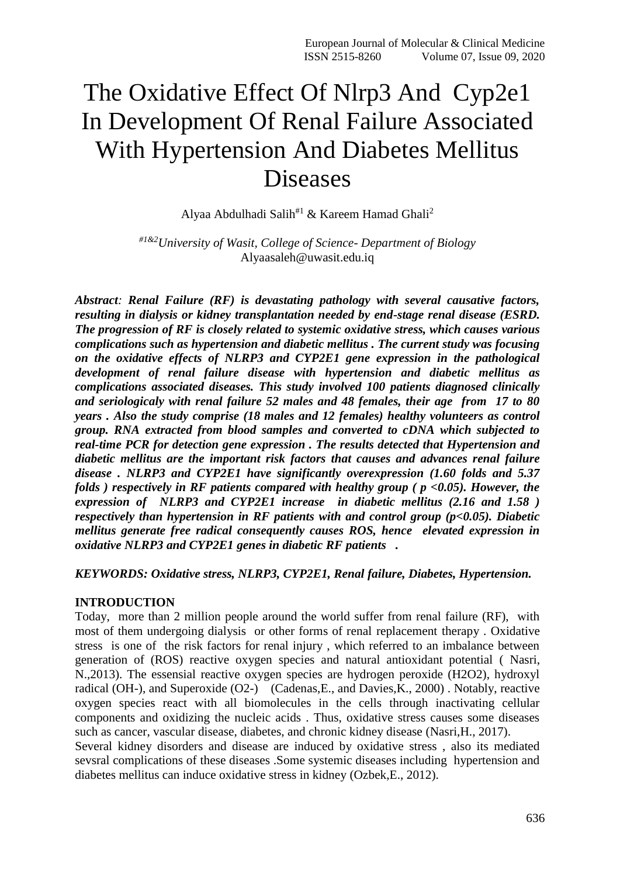# The Oxidative Effect Of Nlrp3 And Cyp2e1 In Development Of Renal Failure Associated With Hypertension And Diabetes Mellitus Diseases

Alyaa Abdulhadi Salih[#1] & Kareem Hamad Ghali[2]

[#1&2]*University of Wasit, College of Science- Department of Biology*
Alyaasaleh@uwasit.edu.iq

***Abstract**: Renal Failure (RF) is devastating pathology with several causative factors, resulting in dialysis or kidney transplantation needed by end-stage renal disease (ESRD. The progression of RF is closely related to systemic oxidative stress, which causes various complications such as hypertension and diabetic mellitus . The current study was focusing on the oxidative effects of NLRP3 and CYP2E1 gene expression in the pathological development of renal failure disease with hypertension and diabetic mellitus as complications associated diseases. This study involved 100 patients diagnosed clinically and seriologicaly with renal failure 52 males and 48 females, their age from 17 to 80 years . Also the study comprise (18 males and 12 females) healthy volunteers as control group. RNA extracted from blood samples and converted to cDNA which subjected to real-time PCR for detection gene expression . The results detected that Hypertension and diabetic mellitus are the important risk factors that causes and advances renal failure disease . NLRP3 and CYP2E1 have significantly overexpression (1.60 folds and 5.37 folds ) respectively in RF patients compared with healthy group ( $p < 0.05$). However, the expression of NLRP3 and CYP2E1 increase in diabetic mellitus (2.16 and 1.58 ) respectively than hypertension in RF patients with and control group ($p < 0.05$). Diabetic mellitus generate free radical consequently causes ROS, hence elevated expression in oxidative NLRP3 and CYP2E1 genes in diabetic RF patients .***

***KEYWORDS: Oxidative stress, NLRP3, CYP2E1, Renal failure, Diabetes, Hypertension.***

## INTRODUCTION

Today, more than 2 million people around the world suffer from renal failure (RF), with most of them undergoing dialysis or other forms of renal replacement therapy . Oxidative stress is one of the risk factors for renal injury , which referred to an imbalance between generation of (ROS) reactive oxygen species and natural antioxidant potential ( Nasri, N.,2013). The essensial reactive oxygen species are hydrogen peroxide ($H_2O_2$), hydroxyl radical ($OH^-$), and Superoxide ($O_2^-$) (Cadenas,E., and Davies,K., 2000) . Notably, reactive oxygen species react with all biomolecules in the cells through inactivating cellular components and oxidizing the nucleic acids . Thus, oxidative stress causes some diseases such as cancer, vascular disease, diabetes, and chronic kidney disease (Nasri,H., 2017).

Several kidney disorders and disease are induced by oxidative stress , also its mediated sevsral complications of these diseases .Some systemic diseases including hypertension and diabetes mellitus can induce oxidative stress in kidney (Ozbek,E., 2012).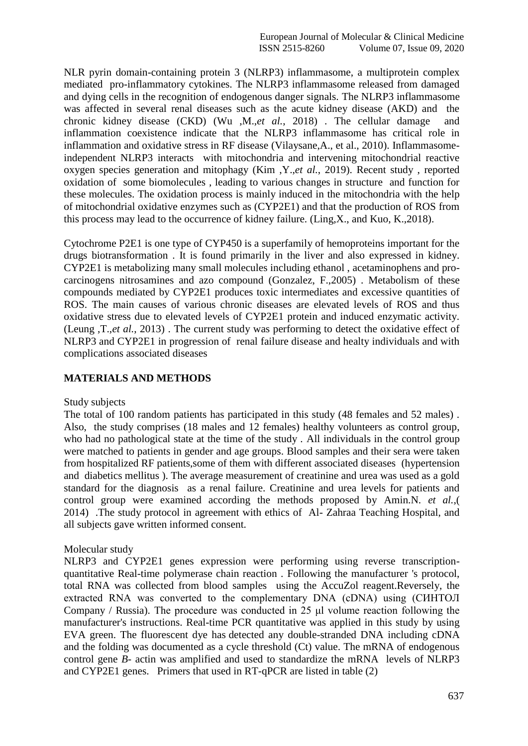NLR pyrin domain-containing protein 3 (NLRP3) inflammasome, a multiprotein complex mediated pro-inflammatory cytokines. The NLRP3 inflammasome released from damaged and dying cells in the recognition of endogenous danger signals. The NLRP3 inflammasome was affected in several renal diseases such as the acute kidney disease (AKD) and the chronic kidney disease (CKD) (Wu ,M.,*et al.*, 2018) . The cellular damage and inflammation coexistence indicate that the NLRP3 inflammasome has critical role in inflammation and oxidative stress in RF disease (Vilaysane,A., et al., 2010). Inflammasome-independent NLRP3 interacts with mitochondria and intervening mitochondrial reactive oxygen species generation and mitophagy (Kim ,Y.,*et al.*, 2019). Recent study , reported oxidation of some biomolecules , leading to various changes in structure and function for these molecules. The oxidation process is mainly induced in the mitochondria with the help of mitochondrial oxidative enzymes such as (CYP2E1) and that the production of ROS from this process may lead to the occurrence of kidney failure. (Ling,X., and Kuo, K.,2018).

Cytochrome P2E1 is one type of CYP450 is a superfamily of hemoproteins important for the drugs biotransformation . It is found primarily in the liver and also expressed in kidney. CYP2E1 is metabolizing many small molecules including ethanol , acetaminophens and pro-carcinogens nitrosamines and azo compound (Gonzalez, F.,2005) . Metabolism of these compounds mediated by CYP2E1 produces toxic intermediates and excessive quantities of ROS. The main causes of various chronic diseases are elevated levels of ROS and thus oxidative stress due to elevated levels of CYP2E1 protein and induced enzymatic activity. (Leung ,T.,*et al.*, 2013) . The current study was performing to detect the oxidative effect of NLRP3 and CYP2E1 in progression of renal failure disease and healty individuals and with complications associated diseases

## MATERIALS AND METHODS

Study subjects

The total of 100 random patients has participated in this study (48 females and 52 males) . Also, the study comprises (18 males and 12 females) healthy volunteers as control group, who had no pathological state at the time of the study . All individuals in the control group were matched to patients in gender and age groups. Blood samples and their sera were taken from hospitalized RF patients,some of them with different associated diseases (hypertension and diabetics mellitus ). The average measurement of creatinine and urea was used as a gold standard for the diagnosis as a renal failure. Creatinine and urea levels for patients and control group were examined according the methods proposed by Amin.N. *et al.*,( 2014) .The study protocol in agreement with ethics of Al- Zahraa Teaching Hospital, and all subjects gave written informed consent.

Molecular study

NLRP3 and CYP2E1 genes expression were performing using reverse transcription-quantitative Real-time polymerase chain reaction . Following the manufacturer 's protocol, total RNA was collected from blood samples using the AccuZol reagent.Reversely, the extracted RNA was converted to the complementary DNA (cDNA) using (СИНТОЛ Company / Russia). The procedure was conducted in 25 µl volume reaction following the manufacturer's instructions. Real-time PCR quantitative was applied in this study by using EVA green. The fluorescent dye has detected any double-stranded DNA including cDNA and the folding was documented as a cycle threshold (Ct) value. The mRNA of endogenous control gene *B*- actin was amplified and used to standardize the mRNA levels of NLRP3 and CYP2E1 genes. Primers that used in RT-qPCR are listed in table (2)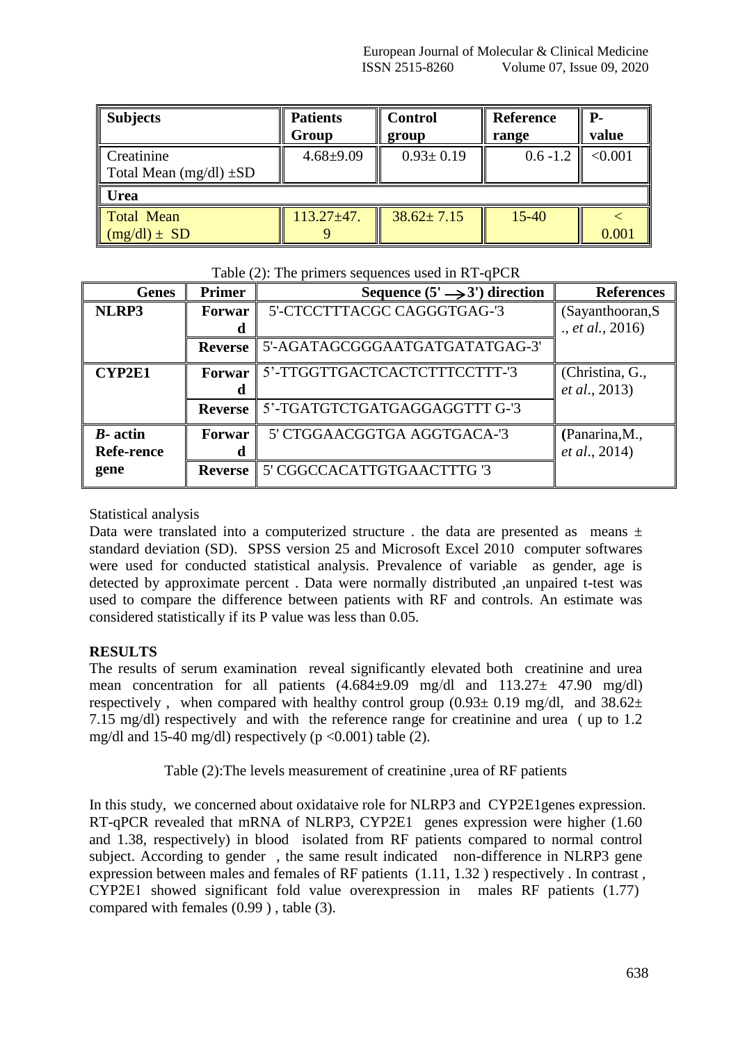| Subjects | Patients Group | Control group | Reference range | P-value |
|---|---|---|---|---|
| Creatinine Total Mean (mg/dl) ±SD | 4.68±9.09 | 0.93± 0.19 | 0.6 -1.2 | <0.001 |
| **Urea** | | | | |
| Total Mean (mg/dl) ± SD | 113.27±47.9 | 38.62± 7.15 | 15-40 | < 0.001 |

Table (2): The primers sequences used in RT-qPCR

| Genes | Primer | Sequence (5' ⟶ 3') direction | References |
|---|---|---|---|
| **NLRP3** | **Forward** | 5'-CTCCTTTACGC CAGGGTGAG-'3 | (Sayanthooran,S ., *et al.*, 2016) |
| | **Reverse** | 5'-AGATAGCGGGAATGATGATATGAG-3' | |
| **CYP2E1** | **Forward** | 5'-TTGGTTGACTCACTCTTTCCTTT-'3 | (Christina, G., *et al.*, 2013) |
| | **Reverse** | 5'-TGATGTCTGATGAGGAGGTTT G-'3 | |
| ***B*- actin Refe-rence gene** | **Forward** | 5' CTGGAACGGTGA AGGTGACA-'3 | **(**Panarina,M., *et al.*, 2014) |
| | **Reverse** | 5' CGGCCACATTGTGAACTTTG '3 | |

Statistical analysis

Data were translated into a computerized structure . the data are presented as means ± standard deviation (SD). SPSS version 25 and Microsoft Excel 2010 computer softwares were used for conducted statistical analysis. Prevalence of variable as gender, age is detected by approximate percent . Data were normally distributed ,an unpaired t-test was used to compare the difference between patients with RF and controls. An estimate was considered statistically if its P value was less than 0.05.

## RESULTS

The results of serum examination reveal significantly elevated both creatinine and urea mean concentration for all patients (4.684±9.09 mg/dl and 113.27± 47.90 mg/dl) respectively , when compared with healthy control group (0.93± 0.19 mg/dl, and 38.62± 7.15 mg/dl) respectively and with the reference range for creatinine and urea ( up to 1.2 mg/dl and 15-40 mg/dl) respectively ($p < 0.001$) table (2).

Table (2):The levels measurement of creatinine ,urea of RF patients

In this study, we concerned about oxidataive role for NLRP3 and CYP2E1genes expression. RT-qPCR revealed that mRNA of NLRP3, CYP2E1 genes expression were higher (1.60 and 1.38, respectively) in blood isolated from RF patients compared to normal control subject. According to gender , the same result indicated non-difference in NLRP3 gene expression between males and females of RF patients (1.11, 1.32 ) respectively . In contrast , CYP2E1 showed significant fold value overexpression in males RF patients (1.77) compared with females (0.99 ) , table (3).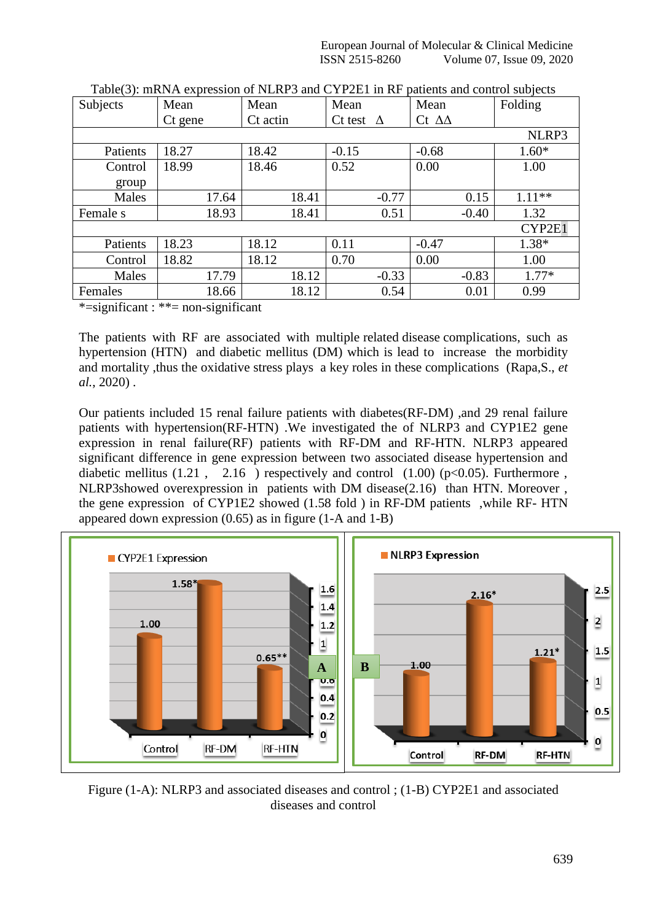Table(3): mRNA expression of NLRP3 and CYP2E1 in RF patients and control subjects

| Subjects | Mean Ct gene | Mean Ct actin | Mean Ct test Δ | Mean Ct ΔΔ | Folding |
|---|---|---|---|---|---|
| | | | | | NLRP3 |
| Patients | 18.27 | 18.42 | -0.15 | -0.68 | 1.60* |
| Control group | 18.99 | 18.46 | 0.52 | 0.00 | 1.00 |
| Males | 17.64 | 18.41 | -0.77 | 0.15 | 1.11** |
| Female s | 18.93 | 18.41 | 0.51 | -0.40 | 1.32 |
| | | | | | CYP2E1 |
| Patients | 18.23 | 18.12 | 0.11 | -0.47 | 1.38* |
| Control | 18.82 | 18.12 | 0.70 | 0.00 | 1.00 |
| Males | 17.79 | 18.12 | -0.33 | -0.83 | 1.77* |
| Females | 18.66 | 18.12 | 0.54 | 0.01 | 0.99 |

*=significant : **= non-significant

The patients with RF are associated with multiple related disease complications, such as hypertension (HTN) and diabetic mellitus (DM) which is lead to increase the morbidity and mortality ,thus the oxidative stress plays a key roles in these complications (Rapa,S., *et al.*, 2020) .

Our patients included 15 renal failure patients with diabetes(RF-DM) ,and 29 renal failure patients with hypertension(RF-HTN) .We investigated the of NLRP3 and CYP1E2 gene expression in renal failure(RF) patients with RF-DM and RF-HTN. NLRP3 appeared significant difference in gene expression between two associated disease hypertension and diabetic mellitus (1.21 , 2.16 ) respectively and control (1.00) ($p<0.05$). Furthermore , NLRP3showed overexpression in patients with DM disease(2.16) than HTN. Moreover , the gene expression of CYP1E2 showed (1.58 fold ) in RF-DM patients ,while RF- HTN appeared down expression (0.65) as in figure (1-A and 1-B)

Figure (1-A): NLRP3 and associated diseases and control ; (1-B) CYP2E1 and associated diseases and control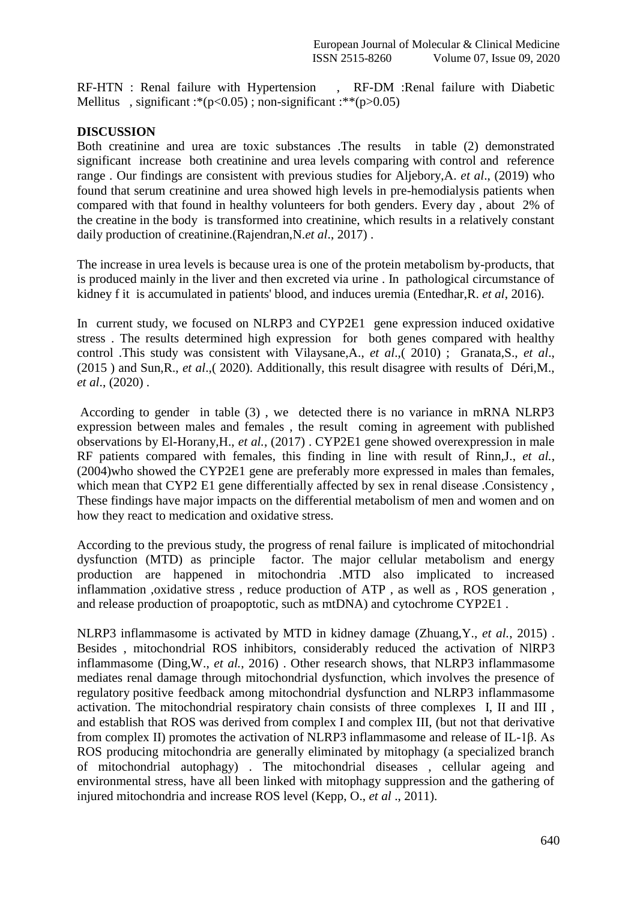RF-HTN : Renal failure with Hypertension , RF-DM :Renal failure with Diabetic Mellitus , significant :*($p<0.05$) ; non-significant :**($p>0.05$)

## DISCUSSION

Both creatinine and urea are toxic substances .The results in table (2) demonstrated significant increase both creatinine and urea levels comparing with control and reference range . Our findings are consistent with previous studies for Aljebory,A. *et al*., (2019) who found that serum creatinine and urea showed high levels in pre-hemodialysis patients when compared with that found in healthy volunteers for both genders. Every day , about 2% of the creatine in the body is transformed into creatinine, which results in a relatively constant daily production of creatinine.(Rajendran,N.*et al*., 2017) .

The increase in urea levels is because urea is one of the protein metabolism by-products, that is produced mainly in the liver and then excreted via urine . In pathological circumstance of kidney f it is accumulated in patients' blood, and induces uremia (Entedhar,R. *et al*, 2016).

In current study, we focused on NLRP3 and CYP2E1 gene expression induced oxidative stress . The results determined high expression for both genes compared with healthy control .This study was consistent with Vilaysane,A., *et al*.,( 2010) ; Granata,S., *et al*., (2015 ) and Sun,R., *et al*.,( 2020). Additionally, this result disagree with results of Déri,M., *et al*., (2020) .

According to gender in table (3) , we detected there is no variance in mRNA NLRP3 expression between males and females , the result coming in agreement with published observations by El-Horany,H., *et al.*, (2017) . CYP2E1 gene showed overexpression in male RF patients compared with females, this finding in line with result of Rinn,J., *et al.*, (2004)who showed the CYP2E1 gene are preferably more expressed in males than females, which mean that CYP2 E1 gene differentially affected by sex in renal disease .Consistency , These findings have major impacts on the differential metabolism of men and women and on how they react to medication and oxidative stress.

According to the previous study, the progress of renal failure is implicated of mitochondrial dysfunction (MTD) as principle factor. The major cellular metabolism and energy production are happened in mitochondria .MTD also implicated to increased inflammation ,oxidative stress , reduce production of ATP , as well as , ROS generation , and release production of proapoptotic, such as mtDNA) and cytochrome CYP2E1 .

NLRP3 inflammasome is activated by MTD in kidney damage (Zhuang,Y., *et al.*, 2015) . Besides , mitochondrial ROS inhibitors, considerably reduced the activation of NlRP3 inflammasome (Ding,W., *et al.*, 2016) . Other research shows, that NLRP3 inflammasome mediates renal damage through mitochondrial dysfunction, which involves the presence of regulatory positive feedback among mitochondrial dysfunction and NLRP3 inflammasome activation. The mitochondrial respiratory chain consists of three complexes I, II and III , and establish that ROS was derived from complex I and complex III, (but not that derivative from complex II) promotes the activation of NLRP3 inflammasome and release of IL-1β. As ROS producing mitochondria are generally eliminated by mitophagy (a specialized branch of mitochondrial autophagy) . The mitochondrial diseases , cellular ageing and environmental stress, have all been linked with mitophagy suppression and the gathering of injured mitochondria and increase ROS level (Kepp, O., *et al* ., 2011).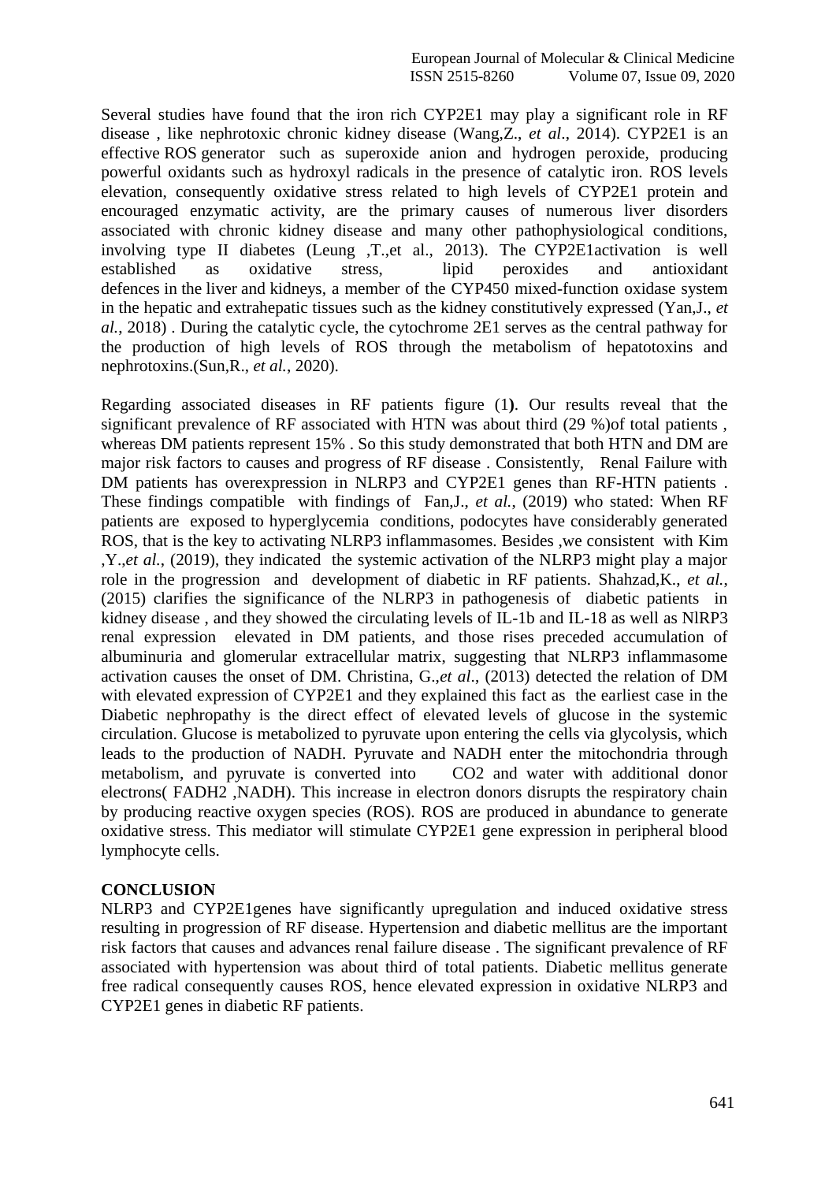Several studies have found that the iron rich CYP2E1 may play a significant role in RF disease , like nephrotoxic chronic kidney disease (Wang,Z., *et al*., 2014). CYP2E1 is an effective ROS generator such as superoxide anion and hydrogen peroxide, producing powerful oxidants such as hydroxyl radicals in the presence of catalytic iron. ROS levels elevation, consequently oxidative stress related to high levels of CYP2E1 protein and encouraged enzymatic activity, are the primary causes of numerous liver disorders associated with chronic kidney disease and many other pathophysiological conditions, involving type II diabetes (Leung ,T.,et al., 2013). The CYP2E1activation is well established as oxidative stress, lipid peroxides and antioxidant defences in the liver and kidneys, a member of the CYP450 mixed-function oxidase system in the hepatic and extrahepatic tissues such as the kidney constitutively expressed (Yan,J., *et al.*, 2018) . During the catalytic cycle, the cytochrome 2E1 serves as the central pathway for the production of high levels of ROS through the metabolism of hepatotoxins and nephrotoxins.(Sun,R., *et al.*, 2020).

Regarding associated diseases in RF patients figure (1**)**. Our results reveal that the significant prevalence of RF associated with HTN was about third (29 %)of total patients , whereas DM patients represent 15% . So this study demonstrated that both HTN and DM are major risk factors to causes and progress of RF disease . Consistently, Renal Failure with DM patients has overexpression in NLRP3 and CYP2E1 genes than RF-HTN patients . These findings compatible with findings of Fan,J., *et al.*, (2019) who stated: When RF patients are exposed to hyperglycemia conditions, podocytes have considerably generated ROS, that is the key to activating NLRP3 inflammasomes. Besides ,we consistent with Kim ,Y.,*et al.*, (2019), they indicated the systemic activation of the NLRP3 might play a major role in the progression and development of diabetic in RF patients. Shahzad,K., *et al.*, (2015) clarifies the significance of the NLRP3 in pathogenesis of diabetic patients in kidney disease , and they showed the circulating levels of IL-1b and IL-18 as well as NlRP3 renal expression elevated in DM patients, and those rises preceded accumulation of albuminuria and glomerular extracellular matrix, suggesting that NLRP3 inflammasome activation causes the onset of DM. Christina, G.,*et al*., (2013) detected the relation of DM with elevated expression of CYP2E1 and they explained this fact as the earliest case in the Diabetic nephropathy is the direct effect of elevated levels of glucose in the systemic circulation. Glucose is metabolized to pyruvate upon entering the cells via glycolysis, which leads to the production of NADH. Pyruvate and NADH enter the mitochondria through metabolism, and pyruvate is converted into $CO_2$ and water with additional donor electrons( $FADH_2$ ,NADH). This increase in electron donors disrupts the respiratory chain by producing reactive oxygen species (ROS). ROS are produced in abundance to generate oxidative stress. This mediator will stimulate CYP2E1 gene expression in peripheral blood lymphocyte cells.

**CONCLUSION**

NLRP3 and CYP2E1genes have significantly upregulation and induced oxidative stress resulting in progression of RF disease. Hypertension and diabetic mellitus are the important risk factors that causes and advances renal failure disease . The significant prevalence of RF associated with hypertension was about third of total patients. Diabetic mellitus generate free radical consequently causes ROS, hence elevated expression in oxidative NLRP3 and CYP2E1 genes in diabetic RF patients.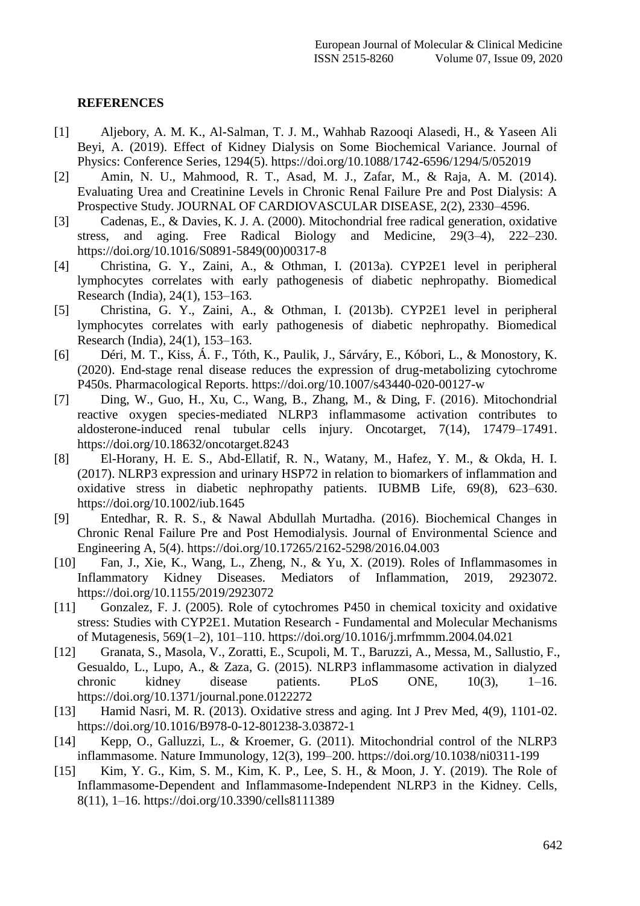## REFERENCES

[1] Aljebory, A. M. K., Al-Salman, T. J. M., Wahhab Razooqi Alasedi, H., & Yaseen Ali Beyi, A. (2019). Effect of Kidney Dialysis on Some Biochemical Variance. Journal of Physics: Conference Series, 1294(5). https://doi.org/10.1088/1742-6596/1294/5/052019

[2] Amin, N. U., Mahmood, R. T., Asad, M. J., Zafar, M., & Raja, A. M. (2014). Evaluating Urea and Creatinine Levels in Chronic Renal Failure Pre and Post Dialysis: A Prospective Study. JOURNAL OF CARDIOVASCULAR DISEASE, 2(2), 2330–4596.

[3] Cadenas, E., & Davies, K. J. A. (2000). Mitochondrial free radical generation, oxidative stress, and aging. Free Radical Biology and Medicine, 29(3–4), 222–230. https://doi.org/10.1016/S0891-5849(00)00317-8

[4] Christina, G. Y., Zaini, A., & Othman, I. (2013a). CYP2E1 level in peripheral lymphocytes correlates with early pathogenesis of diabetic nephropathy. Biomedical Research (India), 24(1), 153–163.

[5] Christina, G. Y., Zaini, A., & Othman, I. (2013b). CYP2E1 level in peripheral lymphocytes correlates with early pathogenesis of diabetic nephropathy. Biomedical Research (India), 24(1), 153–163.

[6] Déri, M. T., Kiss, Á. F., Tóth, K., Paulik, J., Sárváry, E., Kóbori, L., & Monostory, K. (2020). End-stage renal disease reduces the expression of drug-metabolizing cytochrome P450s. Pharmacological Reports. https://doi.org/10.1007/s43440-020-00127-w

[7] Ding, W., Guo, H., Xu, C., Wang, B., Zhang, M., & Ding, F. (2016). Mitochondrial reactive oxygen species-mediated NLRP3 inflammasome activation contributes to aldosterone-induced renal tubular cells injury. Oncotarget, 7(14), 17479–17491. https://doi.org/10.18632/oncotarget.8243

[8] El-Horany, H. E. S., Abd-Ellatif, R. N., Watany, M., Hafez, Y. M., & Okda, H. I. (2017). NLRP3 expression and urinary HSP72 in relation to biomarkers of inflammation and oxidative stress in diabetic nephropathy patients. IUBMB Life, 69(8), 623–630. https://doi.org/10.1002/iub.1645

[9] Entedhar, R. R. S., & Nawal Abdullah Murtadha. (2016). Biochemical Changes in Chronic Renal Failure Pre and Post Hemodialysis. Journal of Environmental Science and Engineering A, 5(4). https://doi.org/10.17265/2162-5298/2016.04.003

[10] Fan, J., Xie, K., Wang, L., Zheng, N., & Yu, X. (2019). Roles of Inflammasomes in Inflammatory Kidney Diseases. Mediators of Inflammation, 2019, 2923072. https://doi.org/10.1155/2019/2923072

[11] Gonzalez, F. J. (2005). Role of cytochromes P450 in chemical toxicity and oxidative stress: Studies with CYP2E1. Mutation Research - Fundamental and Molecular Mechanisms of Mutagenesis, 569(1–2), 101–110. https://doi.org/10.1016/j.mrfmmm.2004.04.021

[12] Granata, S., Masola, V., Zoratti, E., Scupoli, M. T., Baruzzi, A., Messa, M., Sallustio, F., Gesualdo, L., Lupo, A., & Zaza, G. (2015). NLRP3 inflammasome activation in dialyzed chronic kidney disease patients. PLoS ONE, 10(3), 1–16. https://doi.org/10.1371/journal.pone.0122272

[13] Hamid Nasri, M. R. (2013). Oxidative stress and aging. Int J Prev Med, 4(9), 1101-02. https://doi.org/10.1016/B978-0-12-801238-3.03872-1

[14] Kepp, O., Galluzzi, L., & Kroemer, G. (2011). Mitochondrial control of the NLRP3 inflammasome. Nature Immunology, 12(3), 199–200. https://doi.org/10.1038/ni0311-199

[15] Kim, Y. G., Kim, S. M., Kim, K. P., Lee, S. H., & Moon, J. Y. (2019). The Role of Inflammasome-Dependent and Inflammasome-Independent NLRP3 in the Kidney. Cells, 8(11), 1–16. https://doi.org/10.3390/cells8111389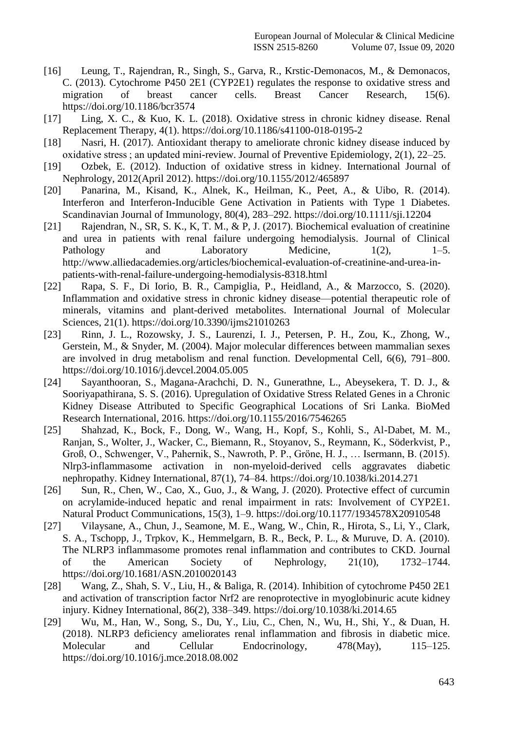[16] Leung, T., Rajendran, R., Singh, S., Garva, R., Krstic-Demonacos, M., & Demonacos, C. (2013). Cytochrome P450 2E1 (CYP2E1) regulates the response to oxidative stress and migration of breast cancer cells. Breast Cancer Research, 15(6). https://doi.org/10.1186/bcr3574

[17] Ling, X. C., & Kuo, K. L. (2018). Oxidative stress in chronic kidney disease. Renal Replacement Therapy, 4(1). https://doi.org/10.1186/s41100-018-0195-2

[18] Nasri, H. (2017). Antioxidant therapy to ameliorate chronic kidney disease induced by oxidative stress ; an updated mini-review. Journal of Preventive Epidemiology, 2(1), 22–25.

[19] Ozbek, E. (2012). Induction of oxidative stress in kidney. International Journal of Nephrology, 2012(April 2012). https://doi.org/10.1155/2012/465897

[20] Panarina, M., Kisand, K., Alnek, K., Heilman, K., Peet, A., & Uibo, R. (2014). Interferon and Interferon-Inducible Gene Activation in Patients with Type 1 Diabetes. Scandinavian Journal of Immunology, 80(4), 283–292. https://doi.org/10.1111/sji.12204

[21] Rajendran, N., SR, S. K., K, T. M., & P, J. (2017). Biochemical evaluation of creatinine and urea in patients with renal failure undergoing hemodialysis. Journal of Clinical Pathology and Laboratory Medicine, 1(2), 1–5. http://www.alliedacademies.org/articles/biochemical-evaluation-of-creatinine-and-urea-in-patients-with-renal-failure-undergoing-hemodialysis-8318.html

[22] Rapa, S. F., Di Iorio, B. R., Campiglia, P., Heidland, A., & Marzocco, S. (2020). Inflammation and oxidative stress in chronic kidney disease—potential therapeutic role of minerals, vitamins and plant-derived metabolites. International Journal of Molecular Sciences, 21(1). https://doi.org/10.3390/ijms21010263

[23] Rinn, J. L., Rozowsky, J. S., Laurenzi, I. J., Petersen, P. H., Zou, K., Zhong, W., Gerstein, M., & Snyder, M. (2004). Major molecular differences between mammalian sexes are involved in drug metabolism and renal function. Developmental Cell, 6(6), 791–800. https://doi.org/10.1016/j.devcel.2004.05.005

[24] Sayanthooran, S., Magana-Arachchi, D. N., Gunerathne, L., Abeysekera, T. D. J., & Sooriyapathirana, S. S. (2016). Upregulation of Oxidative Stress Related Genes in a Chronic Kidney Disease Attributed to Specific Geographical Locations of Sri Lanka. BioMed Research International, 2016. https://doi.org/10.1155/2016/7546265

[25] Shahzad, K., Bock, F., Dong, W., Wang, H., Kopf, S., Kohli, S., Al-Dabet, M. M., Ranjan, S., Wolter, J., Wacker, C., Biemann, R., Stoyanov, S., Reymann, K., Söderkvist, P., Groß, O., Schwenger, V., Pahernik, S., Nawroth, P. P., Gröne, H. J., … Isermann, B. (2015). Nlrp3-inflammasome activation in non-myeloid-derived cells aggravates diabetic nephropathy. Kidney International, 87(1), 74–84. https://doi.org/10.1038/ki.2014.271

[26] Sun, R., Chen, W., Cao, X., Guo, J., & Wang, J. (2020). Protective effect of curcumin on acrylamide-induced hepatic and renal impairment in rats: Involvement of CYP2E1. Natural Product Communications, 15(3), 1–9. https://doi.org/10.1177/1934578X20910548

[27] Vilaysane, A., Chun, J., Seamone, M. E., Wang, W., Chin, R., Hirota, S., Li, Y., Clark, S. A., Tschopp, J., Trpkov, K., Hemmelgarn, B. R., Beck, P. L., & Muruve, D. A. (2010). The NLRP3 inflammasome promotes renal inflammation and contributes to CKD. Journal of the American Society of Nephrology, 21(10), 1732–1744. https://doi.org/10.1681/ASN.2010020143

[28] Wang, Z., Shah, S. V., Liu, H., & Baliga, R. (2014). Inhibition of cytochrome P450 2E1 and activation of transcription factor Nrf2 are renoprotective in myoglobinuric acute kidney injury. Kidney International, 86(2), 338–349. https://doi.org/10.1038/ki.2014.65

[29] Wu, M., Han, W., Song, S., Du, Y., Liu, C., Chen, N., Wu, H., Shi, Y., & Duan, H. (2018). NLRP3 deficiency ameliorates renal inflammation and fibrosis in diabetic mice. Molecular and Cellular Endocrinology, 478(May), 115–125. https://doi.org/10.1016/j.mce.2018.08.002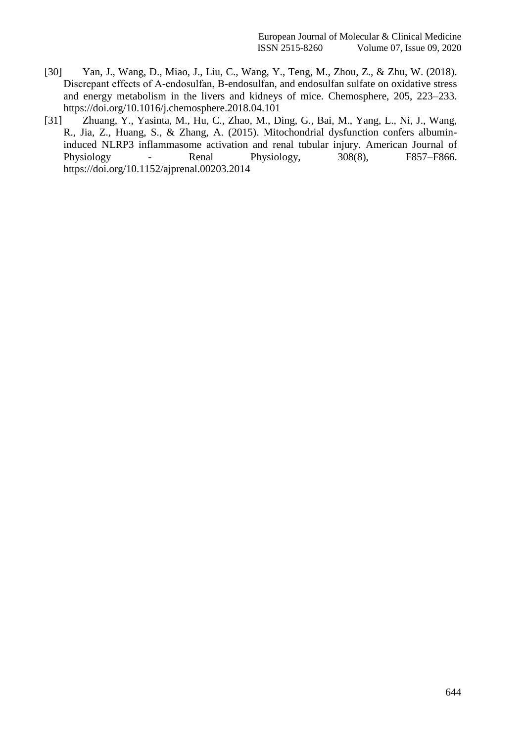[30] Yan, J., Wang, D., Miao, J., Liu, C., Wang, Y., Teng, M., Zhou, Z., & Zhu, W. (2018). Discrepant effects of A-endosulfan, B-endosulfan, and endosulfan sulfate on oxidative stress and energy metabolism in the livers and kidneys of mice. Chemosphere, 205, 223–233. https://doi.org/10.1016/j.chemosphere.2018.04.101

[31] Zhuang, Y., Yasinta, M., Hu, C., Zhao, M., Ding, G., Bai, M., Yang, L., Ni, J., Wang, R., Jia, Z., Huang, S., & Zhang, A. (2015). Mitochondrial dysfunction confers albumin-induced NLRP3 inflammasome activation and renal tubular injury. American Journal of Physiology - Renal Physiology, 308(8), F857–F866. https://doi.org/10.1152/ajprenal.00203.2014